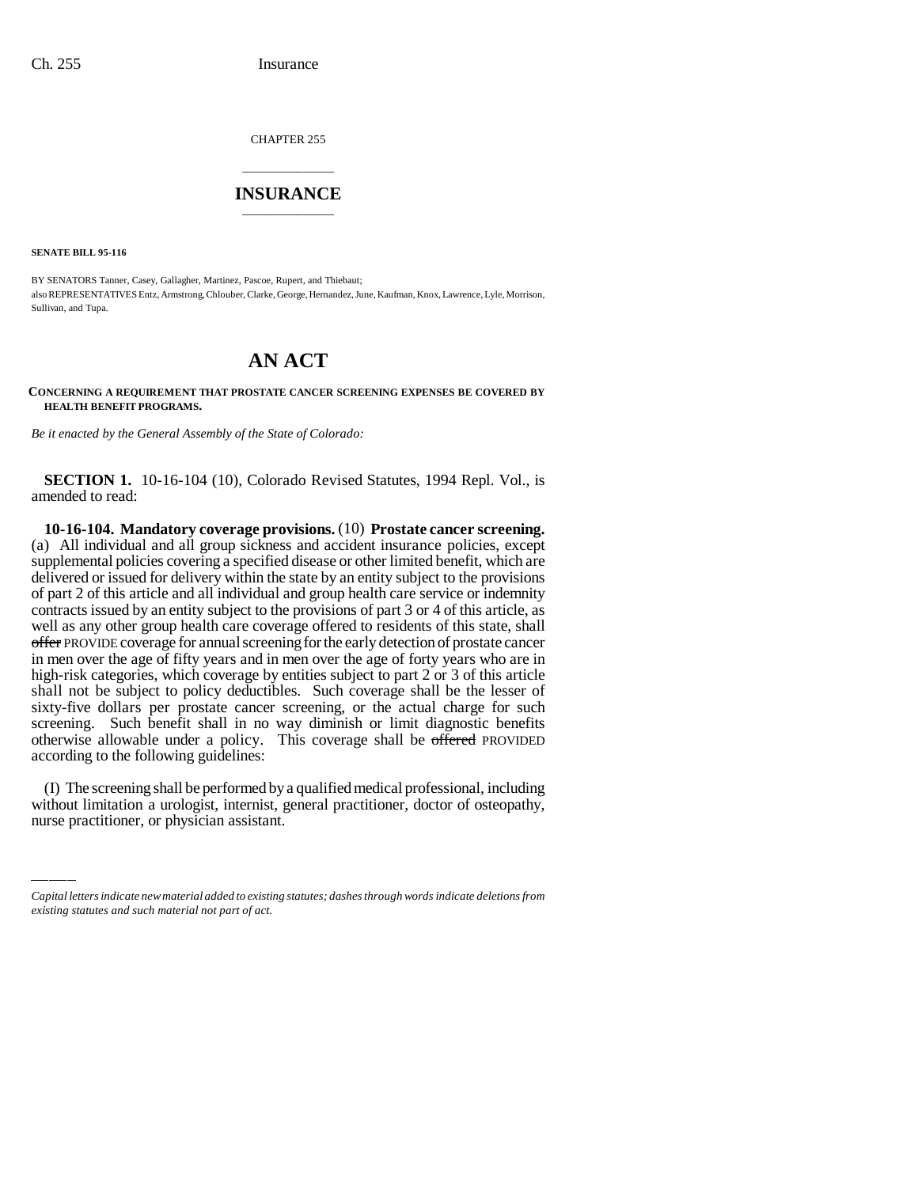CHAPTER 255

# INSURANCE

**SENATE BILL 95-116**

BY SENATORS Tanner, Casey, Gallagher, Martinez, Pascoe, Rupert, and Thiebaut;
also REPRESENTATIVES Entz, Armstrong, Chlouber, Clarke, George, Hernandez, June, Kaufman, Knox, Lawrence, Lyle, Morrison, Sullivan, and Tupa.

# AN ACT

**CONCERNING A REQUIREMENT THAT PROSTATE CANCER SCREENING EXPENSES BE COVERED BY HEALTH BENEFIT PROGRAMS.**

*Be it enacted by the General Assembly of the State of Colorado:*

**SECTION 1.** 10-16-104 (10), Colorado Revised Statutes, 1994 Repl. Vol., is amended to read:

**10-16-104. Mandatory coverage provisions.** (10) **Prostate cancer screening.** (a) All individual and all group sickness and accident insurance policies, except supplemental policies covering a specified disease or other limited benefit, which are delivered or issued for delivery within the state by an entity subject to the provisions of part 2 of this article and all individual and group health care service or indemnity contracts issued by an entity subject to the provisions of part 3 or 4 of this article, as well as any other group health care coverage offered to residents of this state, shall ~~offer~~ PROVIDE coverage for annual screening for the early detection of prostate cancer in men over the age of fifty years and in men over the age of forty years who are in high-risk categories, which coverage by entities subject to part 2 or 3 of this article shall not be subject to policy deductibles. Such coverage shall be the lesser of sixty-five dollars per prostate cancer screening, or the actual charge for such screening. Such benefit shall in no way diminish or limit diagnostic benefits otherwise allowable under a policy. This coverage shall be ~~offered~~ PROVIDED according to the following guidelines:

(I) The screening shall be performed by a qualified medical professional, including without limitation a urologist, internist, general practitioner, doctor of osteopathy, nurse practitioner, or physician assistant.

*Capital letters indicate new material added to existing statutes; dashes through words indicate deletions from existing statutes and such material not part of act.*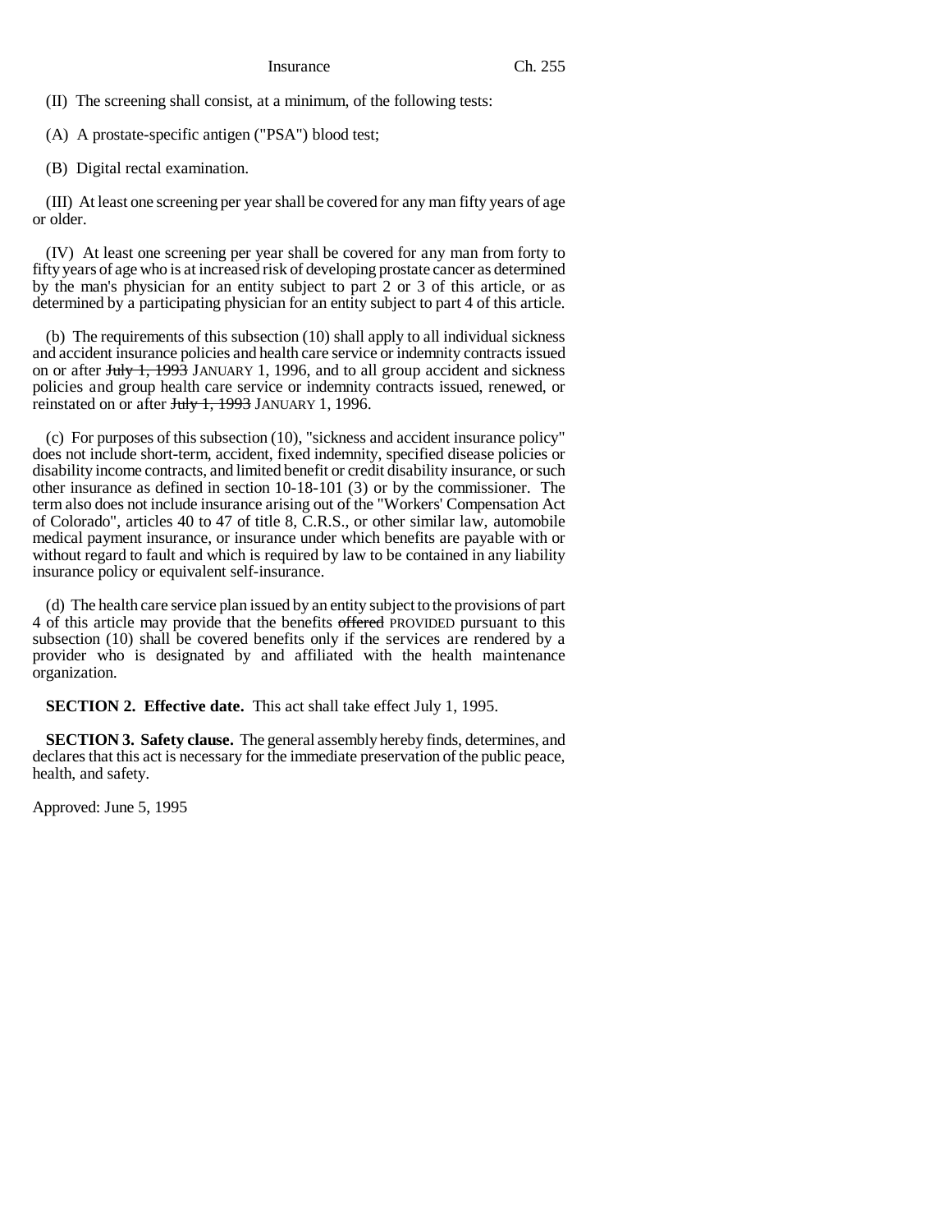(II) The screening shall consist, at a minimum, of the following tests:

(A) A prostate-specific antigen ("PSA") blood test;

(B) Digital rectal examination.

(III) At least one screening per year shall be covered for any man fifty years of age or older.

(IV) At least one screening per year shall be covered for any man from forty to fifty years of age who is at increased risk of developing prostate cancer as determined by the man's physician for an entity subject to part 2 or 3 of this article, or as determined by a participating physician for an entity subject to part 4 of this article.

(b) The requirements of this subsection (10) shall apply to all individual sickness and accident insurance policies and health care service or indemnity contracts issued on or after ~~July 1, 1993~~ JANUARY 1, 1996, and to all group accident and sickness policies and group health care service or indemnity contracts issued, renewed, or reinstated on or after ~~July 1, 1993~~ JANUARY 1, 1996.

(c) For purposes of this subsection (10), "sickness and accident insurance policy" does not include short-term, accident, fixed indemnity, specified disease policies or disability income contracts, and limited benefit or credit disability insurance, or such other insurance as defined in section 10-18-101 (3) or by the commissioner. The term also does not include insurance arising out of the "Workers' Compensation Act of Colorado", articles 40 to 47 of title 8, C.R.S., or other similar law, automobile medical payment insurance, or insurance under which benefits are payable with or without regard to fault and which is required by law to be contained in any liability insurance policy or equivalent self-insurance.

(d) The health care service plan issued by an entity subject to the provisions of part 4 of this article may provide that the benefits ~~offered~~ PROVIDED pursuant to this subsection (10) shall be covered benefits only if the services are rendered by a provider who is designated by and affiliated with the health maintenance organization.

**SECTION 2. Effective date.** This act shall take effect July 1, 1995.

**SECTION 3. Safety clause.** The general assembly hereby finds, determines, and declares that this act is necessary for the immediate preservation of the public peace, health, and safety.

Approved: June 5, 1995